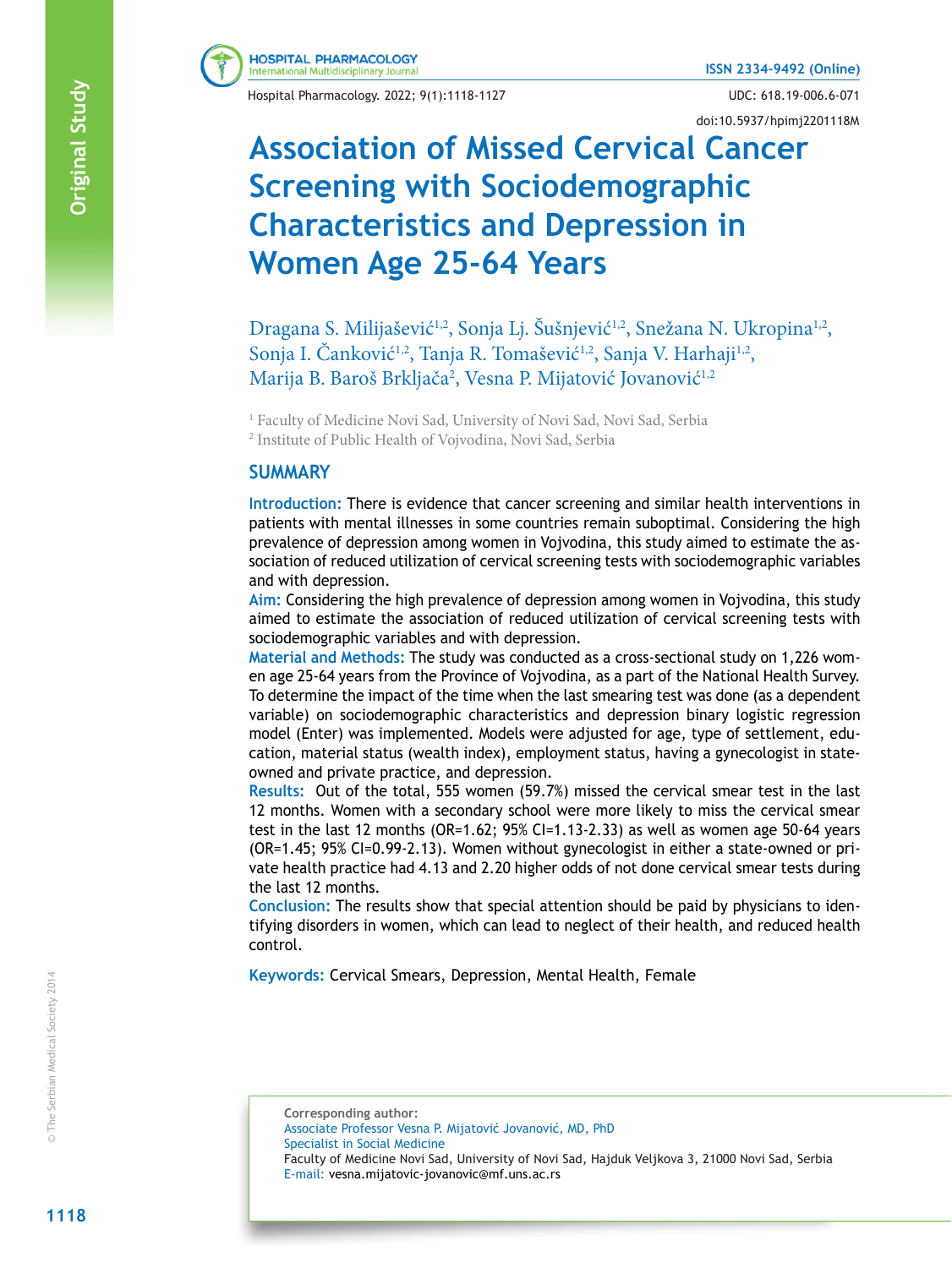# Association of Missed Cervical Cancer Screening with Sociodemographic Characteristics and Depression in Women Age 25-64 Years

Dragana S. Milijašević[1,2], Sonja Lj. Šušnjević[1,2], Snežana N. Ukropina[1,2], Sonja I. Čanković[1,2], Tanja R. Tomašević[1,2], Sanja V. Harhaji[1,2], Marija B. Baroš Brkljača[2], Vesna P. Mijatović Jovanović[1,2]

[1] Faculty of Medicine Novi Sad, University of Novi Sad, Novi Sad, Serbia
[2] Institute of Public Health of Vojvodina, Novi Sad, Serbia

## SUMMARY

**Introduction:** There is evidence that cancer screening and similar health interventions in patients with mental illnesses in some countries remain suboptimal. Considering the high prevalence of depression among women in Vojvodina, this study aimed to estimate the association of reduced utilization of cervical screening tests with sociodemographic variables and with depression.

**Aim:** Considering the high prevalence of depression among women in Vojvodina, this study aimed to estimate the association of reduced utilization of cervical screening tests with sociodemographic variables and with depression.

**Material and Methods:** The study was conducted as a cross-sectional study on 1,226 women age 25-64 years from the Province of Vojvodina, as a part of the National Health Survey. To determine the impact of the time when the last smearing test was done (as a dependent variable) on sociodemographic characteristics and depression binary logistic regression model (Enter) was implemented. Models were adjusted for age, type of settlement, education, material status (wealth index), employment status, having a gynecologist in state-owned and private practice, and depression.

**Results:** Out of the total, 555 women (59.7%) missed the cervical smear test in the last 12 months. Women with a secondary school were more likely to miss the cervical smear test in the last 12 months (OR=1.62; 95% CI=1.13-2.33) as well as women age 50-64 years (OR=1.45; 95% CI=0.99-2.13). Women without gynecologist in either a state-owned or private health practice had 4.13 and 2.20 higher odds of not done cervical smear tests during the last 12 months.

**Conclusion:** The results show that special attention should be paid by physicians to identifying disorders in women, which can lead to neglect of their health, and reduced health control.

**Keywords:** Cervical Smears, Depression, Mental Health, Female

**Corresponding author:**
Associate Professor Vesna P. Mijatović Jovanović, MD, PhD
Specialist in Social Medicine
Faculty of Medicine Novi Sad, University of Novi Sad, Hajduk Veljkova 3, 21000 Novi Sad, Serbia
E-mail: vesna.mijatovic-jovanovic@mf.uns.ac.rs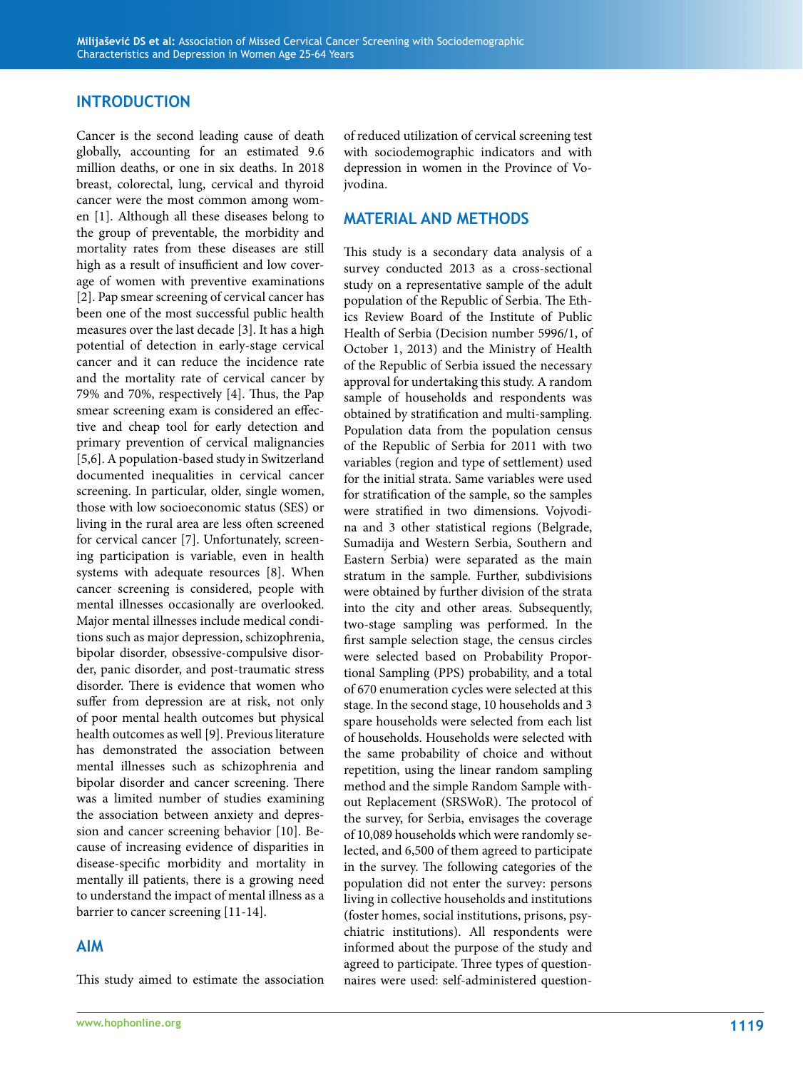## INTRODUCTION

Cancer is the second leading cause of death globally, accounting for an estimated 9.6 million deaths, or one in six deaths. In 2018 breast, colorectal, lung, cervical and thyroid cancer were the most common among women [1]. Although all these diseases belong to the group of preventable, the morbidity and mortality rates from these diseases are still high as a result of insufficient and low coverage of women with preventive examinations [2]. Pap smear screening of cervical cancer has been one of the most successful public health measures over the last decade [3]. It has a high potential of detection in early-stage cervical cancer and it can reduce the incidence rate and the mortality rate of cervical cancer by 79% and 70%, respectively [4]. Thus, the Pap smear screening exam is considered an effective and cheap tool for early detection and primary prevention of cervical malignancies [5,6]. A population-based study in Switzerland documented inequalities in cervical cancer screening. In particular, older, single women, those with low socioeconomic status (SES) or living in the rural area are less often screened for cervical cancer [7]. Unfortunately, screening participation is variable, even in health systems with adequate resources [8]. When cancer screening is considered, people with mental illnesses occasionally are overlooked. Major mental illnesses include medical conditions such as major depression, schizophrenia, bipolar disorder, obsessive-compulsive disorder, panic disorder, and post-traumatic stress disorder. There is evidence that women who suffer from depression are at risk, not only of poor mental health outcomes but physical health outcomes as well [9]. Previous literature has demonstrated the association between mental illnesses such as schizophrenia and bipolar disorder and cancer screening. There was a limited number of studies examining the association between anxiety and depression and cancer screening behavior [10]. Because of increasing evidence of disparities in disease-specific morbidity and mortality in mentally ill patients, there is a growing need to understand the impact of mental illness as a barrier to cancer screening [11-14].

## AIM

This study aimed to estimate the association of reduced utilization of cervical screening test with sociodemographic indicators and with depression in women in the Province of Vojvodina.

## MATERIAL AND METHODS

This study is a secondary data analysis of a survey conducted 2013 as a cross-sectional study on a representative sample of the adult population of the Republic of Serbia. The Ethics Review Board of the Institute of Public Health of Serbia (Decision number 5996/1, of October 1, 2013) and the Ministry of Health of the Republic of Serbia issued the necessary approval for undertaking this study. A random sample of households and respondents was obtained by stratification and multi-sampling. Population data from the population census of the Republic of Serbia for 2011 with two variables (region and type of settlement) used for the initial strata. Same variables were used for stratification of the sample, so the samples were stratified in two dimensions. Vojvodina and 3 other statistical regions (Belgrade, Sumadija and Western Serbia, Southern and Eastern Serbia) were separated as the main stratum in the sample. Further, subdivisions were obtained by further division of the strata into the city and other areas. Subsequently, two-stage sampling was performed. In the first sample selection stage, the census circles were selected based on Probability Proportional Sampling (PPS) probability, and a total of 670 enumeration cycles were selected at this stage. In the second stage, 10 households and 3 spare households were selected from each list of households. Households were selected with the same probability of choice and without repetition, using the linear random sampling method and the simple Random Sample without Replacement (SRSWoR). The protocol of the survey, for Serbia, envisages the coverage of 10,089 households which were randomly selected, and 6,500 of them agreed to participate in the survey. The following categories of the population did not enter the survey: persons living in collective households and institutions (foster homes, social institutions, prisons, psychiatric institutions). All respondents were informed about the purpose of the study and agreed to participate. Three types of questionnaires were used: self-administered question-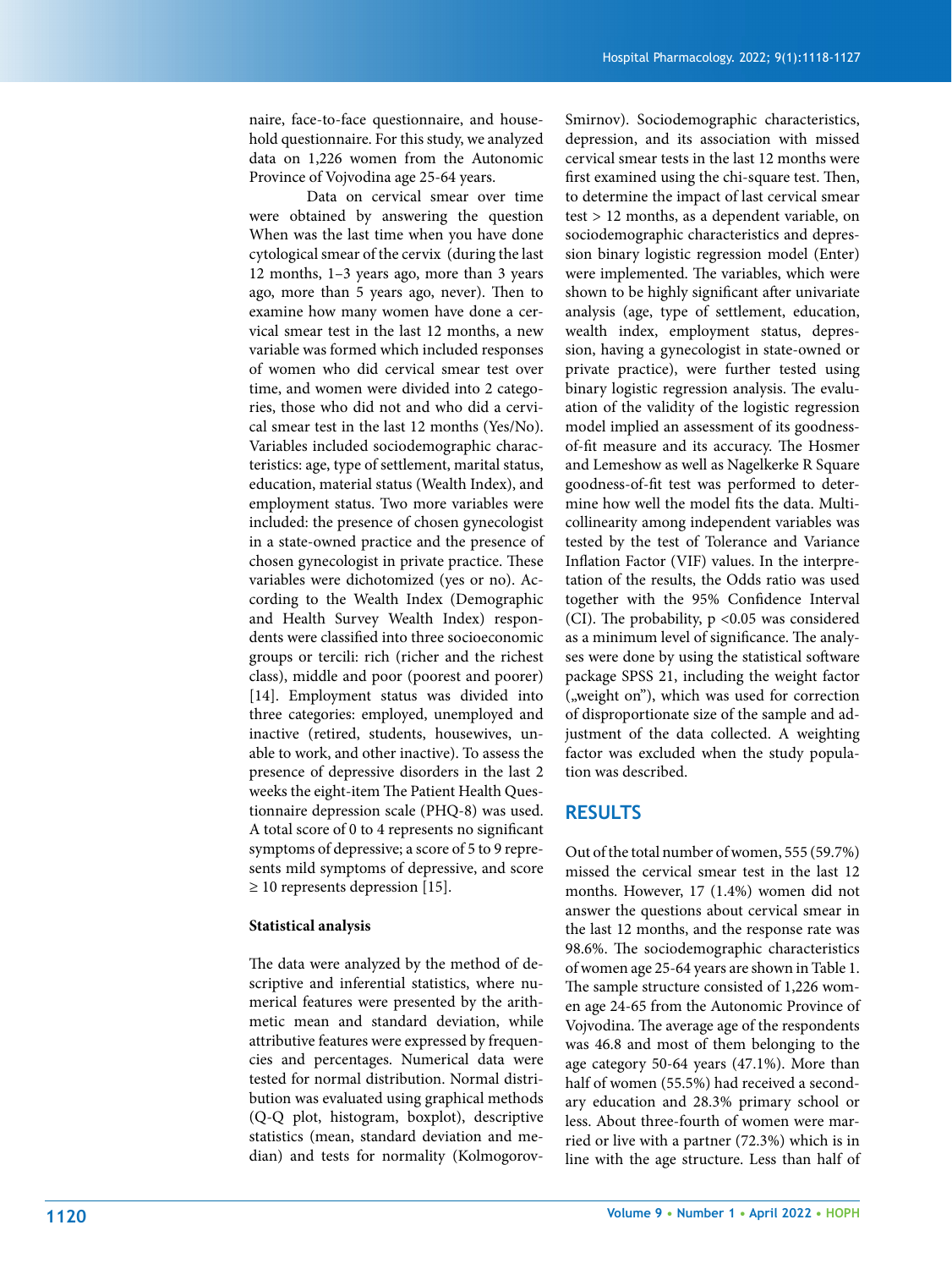naire, face-to-face questionnaire, and household questionnaire. For this study, we analyzed data on 1,226 women from the Autonomic Province of Vojvodina age 25-64 years.

Data on cervical smear over time were obtained by answering the question When was the last time when you have done cytological smear of the cervix (during the last 12 months, 1–3 years ago, more than 3 years ago, more than 5 years ago, never). Then to examine how many women have done a cervical smear test in the last 12 months, a new variable was formed which included responses of women who did cervical smear test over time, and women were divided into 2 categories, those who did not and who did a cervical smear test in the last 12 months (Yes/No). Variables included sociodemographic characteristics: age, type of settlement, marital status, education, material status (Wealth Index), and employment status. Two more variables were included: the presence of chosen gynecologist in a state-owned practice and the presence of chosen gynecologist in private practice. These variables were dichotomized (yes or no). According to the Wealth Index (Demographic and Health Survey Wealth Index) respondents were classified into three socioeconomic groups or tercili: rich (richer and the richest class), middle and poor (poorest and poorer) [14]. Employment status was divided into three categories: employed, unemployed and inactive (retired, students, housewives, unable to work, and other inactive). To assess the presence of depressive disorders in the last 2 weeks the eight-item The Patient Health Questionnaire depression scale (PHQ-8) was used. A total score of 0 to 4 represents no significant symptoms of depressive; a score of 5 to 9 represents mild symptoms of depressive, and score ≥ 10 represents depression [15].

**Statistical analysis**

The data were analyzed by the method of descriptive and inferential statistics, where numerical features were presented by the arithmetic mean and standard deviation, while attributive features were expressed by frequencies and percentages. Numerical data were tested for normal distribution. Normal distribution was evaluated using graphical methods (Q-Q plot, histogram, boxplot), descriptive statistics (mean, standard deviation and median) and tests for normality (Kolmogorov-Smirnov). Sociodemographic characteristics, depression, and its association with missed cervical smear tests in the last 12 months were first examined using the chi-square test. Then, to determine the impact of last cervical smear test > 12 months, as a dependent variable, on sociodemographic characteristics and depression binary logistic regression model (Enter) were implemented. The variables, which were shown to be highly significant after univariate analysis (age, type of settlement, education, wealth index, employment status, depression, having a gynecologist in state-owned or private practice), were further tested using binary logistic regression analysis. The evaluation of the validity of the logistic regression model implied an assessment of its goodness-of-fit measure and its accuracy. The Hosmer and Lemeshow as well as Nagelkerke R Square goodness-of-fit test was performed to determine how well the model fits the data. Multicollinearity among independent variables was tested by the test of Tolerance and Variance Inflation Factor (VIF) values. In the interpretation of the results, the Odds ratio was used together with the 95% Confidence Interval (CI). The probability, $p < 0.05$ was considered as a minimum level of significance. The analyses were done by using the statistical software package SPSS 21, including the weight factor („weight on"), which was used for correction of disproportionate size of the sample and adjustment of the data collected. A weighting factor was excluded when the study population was described.

## RESULTS

Out of the total number of women, 555 (59.7%) missed the cervical smear test in the last 12 months. However, 17 (1.4%) women did not answer the questions about cervical smear in the last 12 months, and the response rate was 98.6%. The sociodemographic characteristics of women age 25-64 years are shown in Table 1. The sample structure consisted of 1,226 women age 24-65 from the Autonomic Province of Vojvodina. The average age of the respondents was 46.8 and most of them belonging to the age category 50-64 years (47.1%). More than half of women (55.5%) had received a secondary education and 28.3% primary school or less. About three-fourth of women were married or live with a partner (72.3%) which is in line with the age structure. Less than half of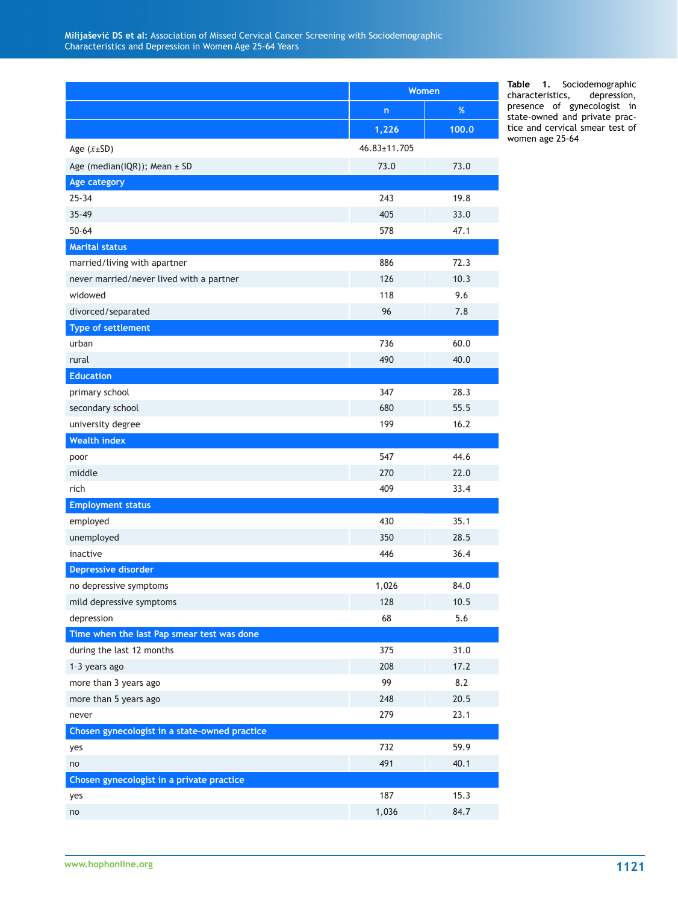| | Women | |
|---|---|---|
| | n | % |
| | 1,226 | 100.0 |
| Age ($\bar{x}$±SD) | 46.83±11.705 | |
| Age (median(IQR)); Mean ± SD | 73.0 | 73.0 |
| **Age category** | | |
| 25-34 | 243 | 19.8 |
| 35-49 | 405 | 33.0 |
| 50-64 | 578 | 47.1 |
| **Marital status** | | |
| married/living with apartner | 886 | 72.3 |
| never married/never lived with a partner | 126 | 10.3 |
| widowed | 118 | 9.6 |
| divorced/separated | 96 | 7.8 |
| **Type of settlement** | | |
| urban | 736 | 60.0 |
| rural | 490 | 40.0 |
| **Education** | | |
| primary school | 347 | 28.3 |
| secondary school | 680 | 55.5 |
| university degree | 199 | 16.2 |
| **Wealth index** | | |
| poor | 547 | 44.6 |
| middle | 270 | 22.0 |
| rich | 409 | 33.4 |
| **Employment status** | | |
| employed | 430 | 35.1 |
| unemployed | 350 | 28.5 |
| inactive | 446 | 36.4 |
| **Depressive disorder** | | |
| no depressive symptoms | 1,026 | 84.0 |
| mild depressive symptoms | 128 | 10.5 |
| depression | 68 | 5.6 |
| **Time when the last Pap smear test was done** | | |
| during the last 12 months | 375 | 31.0 |
| 1-3 years ago | 208 | 17.2 |
| more than 3 years ago | 99 | 8.2 |
| more than 5 years ago | 248 | 20.5 |
| never | 279 | 23.1 |
| **Chosen gynecologist in a state-owned practice** | | |
| yes | 732 | 59.9 |
| no | 491 | 40.1 |
| **Chosen gynecologist in a private practice** | | |
| yes | 187 | 15.3 |
| no | 1,036 | 84.7 |

**Table 1.** Sociodemographic characteristics, depression, presence of gynecologist in state-owned and private practice and cervical smear test of women age 25-64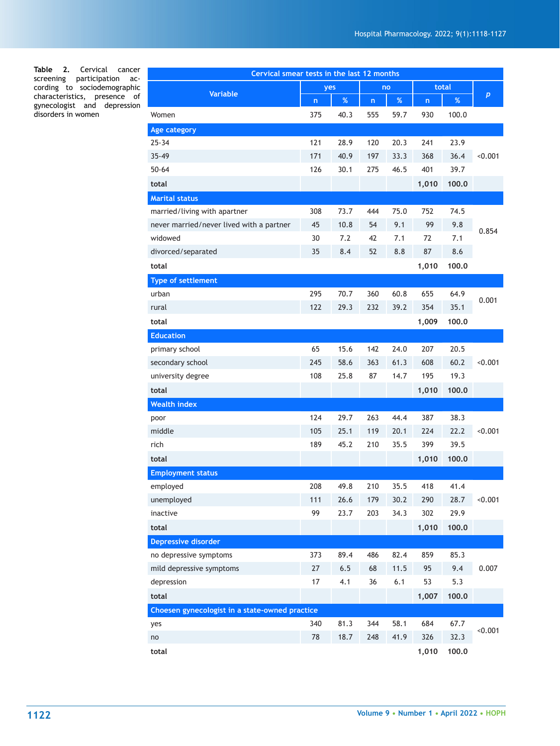**Table 2.** Cervical cancer screening participation according to sociodemographic characteristics, presence of gynecologist and depression disorders in women

| Variable | Cervical smear tests in the last 12 months | | | | | | p |
|---|---|---|---|---|---|---|---|
| | yes | | no | | total | | |
| | n | % | n | % | n | % | |
| Women | 375 | 40.3 | 555 | 59.7 | 930 | 100.0 | |
| **Age category** | | | | | | | |
| 25-34 | 121 | 28.9 | 120 | 20.3 | 241 | 23.9 | <0.001 |
| 35-49 | 171 | 40.9 | 197 | 33.3 | 368 | 36.4 | |
| 50-64 | 126 | 30.1 | 275 | 46.5 | 401 | 39.7 | |
| **total** | | | | | **1,010** | **100.0** | |
| **Marital status** | | | | | | | |
| married/living with apartner | 308 | 73.7 | 444 | 75.0 | 752 | 74.5 | 0.854 |
| never married/never lived with a partner | 45 | 10.8 | 54 | 9.1 | 99 | 9.8 | |
| widowed | 30 | 7.2 | 42 | 7.1 | 72 | 7.1 | |
| divorced/separated | 35 | 8.4 | 52 | 8.8 | 87 | 8.6 | |
| **total** | | | | | **1,010** | **100.0** | |
| **Type of settlement** | | | | | | | |
| urban | 295 | 70.7 | 360 | 60.8 | 655 | 64.9 | 0.001 |
| rural | 122 | 29.3 | 232 | 39.2 | 354 | 35.1 | |
| **total** | | | | | **1,009** | **100.0** | |
| **Education** | | | | | | | |
| primary school | 65 | 15.6 | 142 | 24.0 | 207 | 20.5 | <0.001 |
| secondary school | 245 | 58.6 | 363 | 61.3 | 608 | 60.2 | |
| university degree | 108 | 25.8 | 87 | 14.7 | 195 | 19.3 | |
| **total** | | | | | **1,010** | **100.0** | |
| **Wealth index** | | | | | | | |
| poor | 124 | 29.7 | 263 | 44.4 | 387 | 38.3 | <0.001 |
| middle | 105 | 25.1 | 119 | 20.1 | 224 | 22.2 | |
| rich | 189 | 45.2 | 210 | 35.5 | 399 | 39.5 | |
| **total** | | | | | **1,010** | **100.0** | |
| **Employment status** | | | | | | | |
| employed | 208 | 49.8 | 210 | 35.5 | 418 | 41.4 | <0.001 |
| unemployed | 111 | 26.6 | 179 | 30.2 | 290 | 28.7 | |
| inactive | 99 | 23.7 | 203 | 34.3 | 302 | 29.9 | |
| **total** | | | | | **1,010** | **100.0** | |
| **Depressive disorder** | | | | | | | |
| no depressive symptoms | 373 | 89.4 | 486 | 82.4 | 859 | 85.3 | 0.007 |
| mild depressive symptoms | 27 | 6.5 | 68 | 11.5 | 95 | 9.4 | |
| depression | 17 | 4.1 | 36 | 6.1 | 53 | 5.3 | |
| **total** | | | | | **1,007** | **100.0** | |
| **Choesen gynecologist in a state-owned practice** | | | | | | | |
| yes | 340 | 81.3 | 344 | 58.1 | 684 | 67.7 | <0.001 |
| no | 78 | 18.7 | 248 | 41.9 | 326 | 32.3 | |
| **total** | | | | | **1,010** | **100.0** | |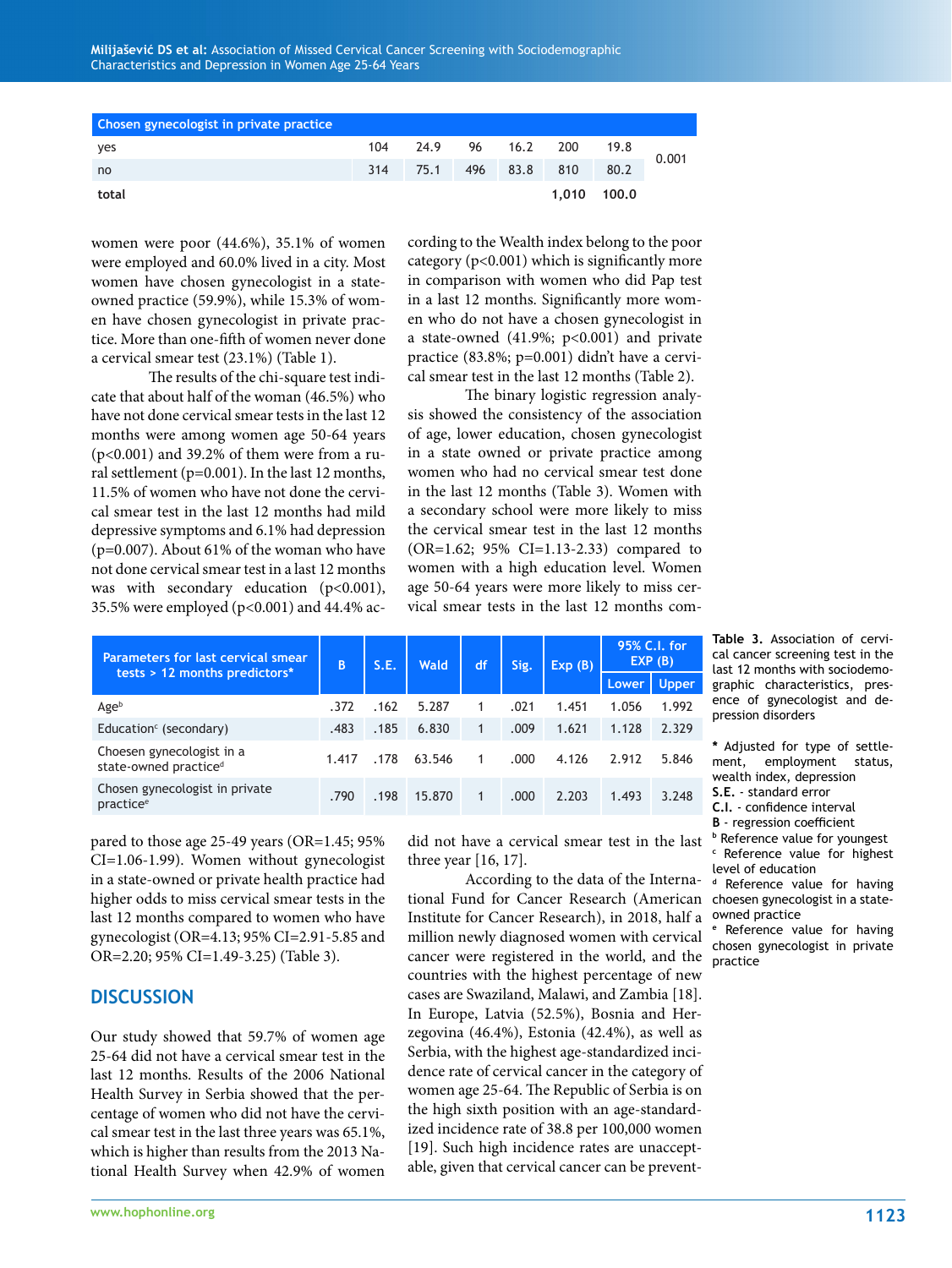| Chosen gynecologist in private practice | | | | | | | |
|---|---|---|---|---|---|---|---|
| yes | 104 | 24.9 | 96 | 16.2 | 200 | 19.8 | 0.001 |
| no | 314 | 75.1 | 496 | 83.8 | 810 | 80.2 | |
| total | | | | | 1,010 | 100.0 | |

women were poor (44.6%), 35.1% of women were employed and 60.0% lived in a city. Most women have chosen gynecologist in a state-owned practice (59.9%), while 15.3% of women have chosen gynecologist in private practice. More than one-fifth of women never have done a cervical smear test (23.1%) (Table 1).

The results of the chi-square test indicate that about half of the woman (46.5%) who have not done cervical smear tests in the last 12 months were among women age 50-64 years (p<0.001) and 39.2% of them were from a rural settlement (p=0.001). In the last 12 months, 11.5% of women who have not done the cervical smear test in the last 12 months had mild depressive symptoms and 6.1% had depression (p=0.007). About 61% of the woman who have not done cervical smear test in a last 12 months was with secondary education (p<0.001), 35.5% were employed (p<0.001) and 44.4% according to the Wealth index belong to the poor category (p<0.001) which is significantly more in comparison with women who did Pap test in a last 12 months. Significantly more women who do not have a chosen gynecologist in a state-owned (41.9%; p<0.001) and private practice (83.8%; p=0.001) didn't have a cervical smear test in the last 12 months (Table 2).

The binary logistic regression analysis showed the consistency of the association of age, lower education, chosen gynecologist in a state owned or private practice among women who had no cervical smear test done in the last 12 months (Table 3). Women with a secondary school were more likely to miss the cervical smear test in the last 12 months (OR=1.62; 95% CI=1.13-2.33) compared to women with a high education level. Women age 50-64 years were more likely to miss cervical smear tests in the last 12 months compared to those age 25-49 years (OR=1.45; 95% CI=1.06-1.99). Women without gynecologist in a state-owned or private health practice had higher odds to miss cervical smear tests in the last 12 months compared to women who have gynecologist (OR=4.13; 95% CI=2.91-5.85 and OR=2.20; 95% CI=1.49-3.25) (Table 3).

| Parameters for last cervical smear tests > 12 months predictors* | B | S.E. | Wald | df | Sig. | Exp (B) | 95% C.I. for EXP (B) | |
|---|---|---|---|---|---|---|---|---|
| | | | | | | | Lower | Upper |
| Age[b] | .372 | .162 | 5.287 | 1 | .021 | 1.451 | 1.056 | 1.992 |
| Education[c] (secondary) | .483 | .185 | 6.830 | 1 | .009 | 1.621 | 1.128 | 2.329 |
| Choesen gynecologist in a state-owned practice[d] | 1.417 | .178 | 63.546 | 1 | .000 | 4.126 | 2.912 | 5.846 |
| Chosen gynecologist in private practice[e] | .790 | .198 | 15.870 | 1 | .000 | 2.203 | 1.493 | 3.248 |

**Table 3.** Association of cervical cancer screening test in the last 12 months with sociodemographic characteristics, presence of gynecologist and depression disorders

**\*** Adjusted for type of settlement, employment status, wealth index, depression
**S.E.** - standard error
**C.I.** - confidence interval
**B** - regression coefficient
[b] Reference value for youngest
[c] Reference value for highest level of education
[d] Reference value for having choesen gynecologist in a state-owned practice
[e] Reference value for having chosen gynecologist in private practice

## DISCUSSION

Our study showed that 59.7% of women age 25-64 did not have a cervical smear test in the last 12 months. Results of the 2006 National Health Survey in Serbia showed that the percentage of women who did not have the cervical smear test in the last three years was 65.1%, which is higher than results from the 2013 National Health Survey when 42.9% of women did not have a cervical smear test in the last three year [16, 17].

According to the data of the International Fund for Cancer Research (American Institute for Cancer Research), in 2018, half a million newly diagnosed women with cervical cancer were registered in the world, and the countries with the highest percentage of new cases are Swaziland, Malawi, and Zambia [18]. In Europe, Latvia (52.5%), Bosnia and Herzegovina (46.4%), Estonia (42.4%), as well as Serbia, with the highest age-standardized incidence rate of cervical cancer in the category of women age 25-64. The Republic of Serbia is on the high sixth position with an age-standardized incidence rate of 38.8 per 100,000 women [19]. Such high incidence rates are unacceptable, given that cervical cancer can be prevent-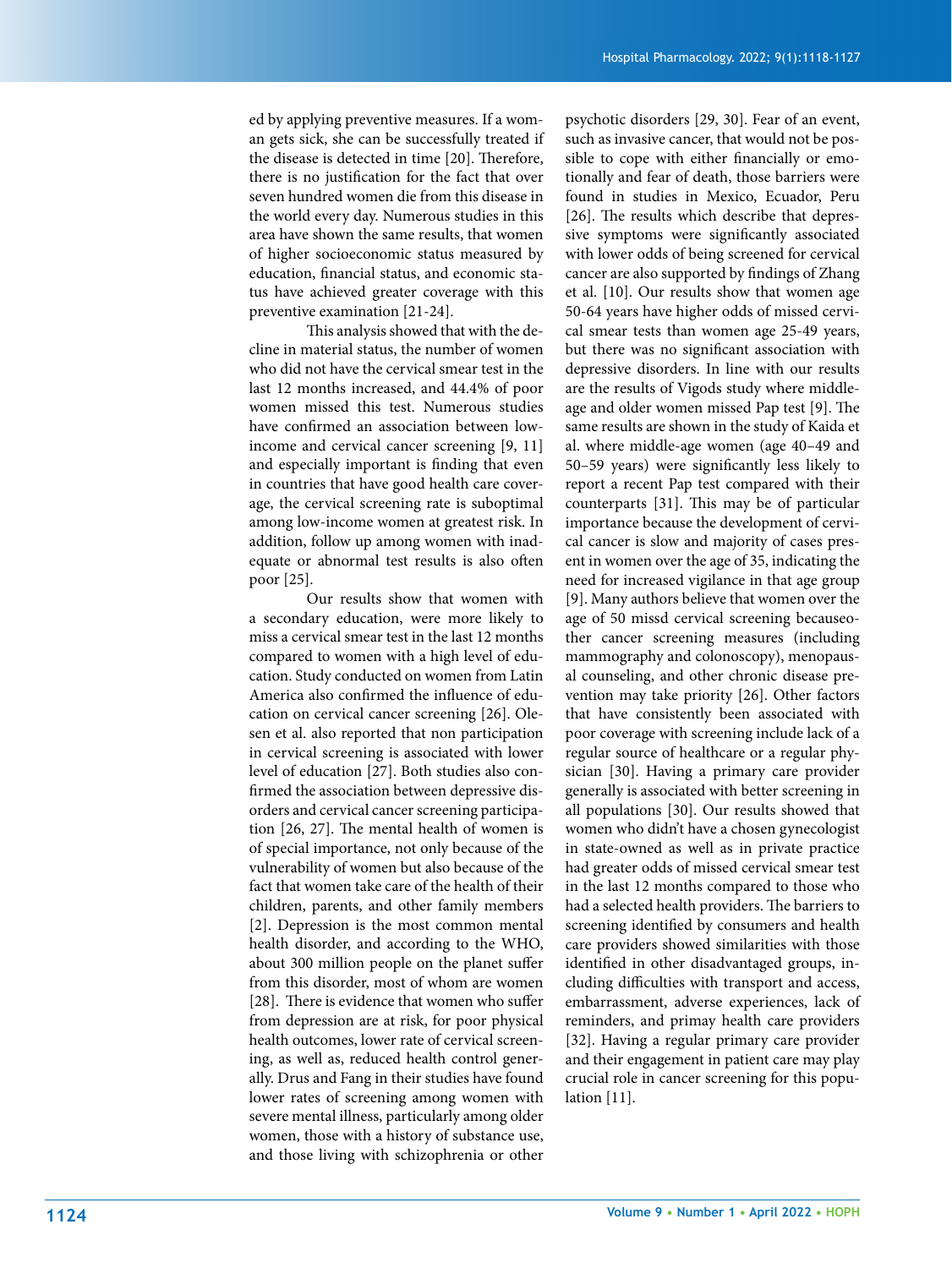ed by applying preventive measures. If a woman gets sick, she can be successfully treated if the disease is detected in time [20]. Therefore, there is no justification for the fact that over seven hundred women die from this disease in the world every day. Numerous studies in this area have shown the same results, that women of higher socioeconomic status measured by education, financial status, and economic status have achieved greater coverage with this preventive examination [21-24].

This analysis showed that with the decline in material status, the number of women who did not have the cervical smear test in the last 12 months increased, and 44.4% of poor women missed this test. Numerous studies have confirmed an association between low-income and cervical cancer screening [9, 11] and especially important is finding that even in countries that have good health care coverage, the cervical screening rate is suboptimal among low-income women at greatest risk. In addition, follow up among women with inadequate or abnormal test results is also often poor [25].

Our results show that women with a secondary education, were more likely to miss a cervical smear test in the last 12 months compared to women with a high level of education. Study conducted on women from Latin America also confirmed the influence of education on cervical cancer screening [26]. Olesen et al. also reported that non participation in cervical screening is associated with lower level of education [27]. Both studies also confirmed the association between depressive disorders and cervical cancer screening participation [26, 27]. The mental health of women is of special importance, not only because of the vulnerability of women but also because of the fact that women take care of the health of their children, parents, and other family members [2]. Depression is the most common mental health disorder, and according to the WHO, about 300 million people on the planet suffer from this disorder, most of whom are women [28]. There is evidence that women who suffer from depression are at risk, for poor physical health outcomes, lower rate of cervical screening, as well as, reduced health control generally. Drus and Fang in their studies have found lower rates of screening among women with severe mental illness, particularly among older women, those with a history of substance use, and those living with schizophrenia or other psychotic disorders [29, 30]. Fear of an event, such as invasive cancer, that would not be possible to cope with either financially or emotionally and fear of death, those barriers were found in studies in Mexico, Ecuador, Peru [26]. The results which describe that depressive symptoms were significantly associated with lower odds of being screened for cervical cancer are also supported by findings of Zhang et al. [10]. Our results show that women age 50-64 years have higher odds of missed cervical smear tests than women age 25-49 years, but there was no significant association with depressive disorders. In line with our results are the results of Vigods study where middle-age and older women missed Pap test [9]. The same results are shown in the study of Kaida et al. where middle-age women (age 40–49 and 50–59 years) were significantly less likely to report a recent Pap test compared with their counterparts [31]. This may be of particular importance because the development of cervical cancer is slow and majority of cases present in women over the age of 35, indicating the need for increased vigilance in that age group [9]. Many authors believe that women over the age of 50 missd cervical screening becauseother cancer screening measures (including mammography and colonoscopy), menopausal counseling, and other chronic disease prevention may take priority [26]. Other factors that have consistently been associated with poor coverage with screening include lack of a regular source of healthcare or a regular physician [30]. Having a primary care provider generally is associated with better screening in all populations [30]. Our results showed that women who didn't have a chosen gynecologist in state-owned as well as in private practice had greater odds of missed cervical smear test in the last 12 months compared to those who had a selected health providers. The barriers to screening identified by consumers and health care providers showed similarities with those identified in other disadvantaged groups, including difficulties with transport and access, embarrassment, adverse experiences, lack of reminders, and primay health care providers [32]. Having a regular primary care provider and their engagement in patient care may play crucial role in cancer screening for this population [11].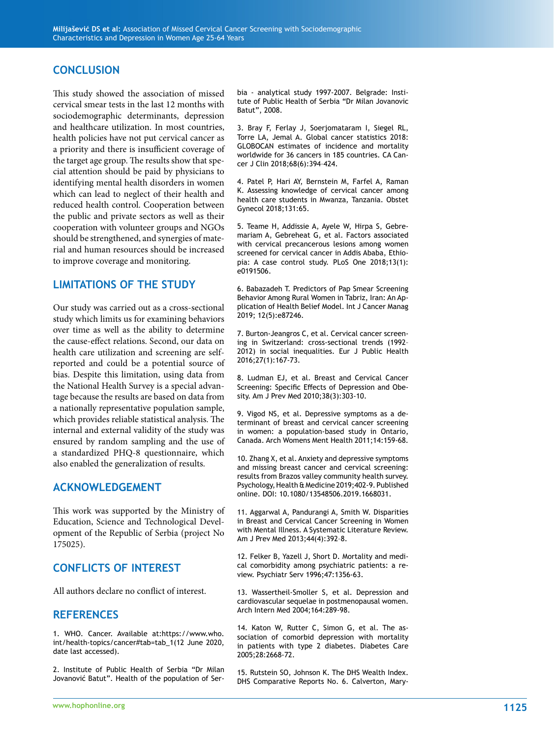## CONCLUSION

This study showed the association of missed cervical smear tests in the last 12 months with sociodemographic determinants, depression and healthcare utilization. In most countries, health policies have not put cervical cancer as a priority and there is insufficient coverage of the target age group. The results show that special attention should be paid by physicians to identifying mental health disorders in women which can lead to neglect of their health and reduced health control. Cooperation between the public and private sectors as well as their cooperation with volunteer groups and NGOs should be strengthened, and synergies of material and human resources should be increased to improve coverage and monitoring.

## LIMITATIONS OF THE STUDY

Our study was carried out as a cross-sectional study which limits us for examining behaviors over time as well as the ability to determine the cause-effect relations. Second, our data on health care utilization and screening are self-reported and could be a potential source of bias. Despite this limitation, using data from the National Health Survey is a special advantage because the results are based on data from a nationally representative population sample, which provides reliable statistical analysis. The internal and external validity of the study was ensured by random sampling and the use of a standardized PHQ-8 questionnaire, which also enabled the generalization of results.

## ACKNOWLEDGEMENT

This work was supported by the Ministry of Education, Science and Technological Development of the Republic of Serbia (project No 175025).

## CONFLICTS OF INTEREST

All authors declare no conflict of interest.

## REFERENCES

1. WHO. Cancer. Available at:https://www.who.int/health-topics/cancer#tab=tab_1(12 June 2020, date last accessed).

2. Institute of Public Health of Serbia "Dr Milan Jovanović Batut". Health of the population of Serbia - analytical study 1997-2007. Belgrade: Institute of Public Health of Serbia "Dr Milan Jovanovic Batut", 2008.

3. Bray F, Ferlay J, Soerjomataram I, Siegel RL, Torre LA, Jemal A. Global cancer statistics 2018: GLOBOCAN estimates of incidence and mortality worldwide for 36 cancers in 185 countries. CA Cancer J Clin 2018;68(6):394–424.

4. Patel P, Hari AY, Bernstein M, Farfel A, Raman K. Assessing knowledge of cervical cancer among health care students in Mwanza, Tanzania. Obstet Gynecol 2018;131:65.

5. Teame H, Addissie A, Ayele W, Hirpa S, Gebremariam A, Gebreheat G, et al. Factors associated with cervical precancerous lesions among women screened for cervical cancer in Addis Ababa, Ethiopia: A case control study. PLoS One 2018;13(1): e0191506.

6. Babazadeh T. Predictors of Pap Smear Screening Behavior Among Rural Women in Tabriz, Iran: An Application of Health Belief Model. Int J Cancer Manag 2019; 12(5):e87246.

7. Burton-Jeangros C, et al. Cervical cancer screening in Switzerland: cross-sectional trends (1992–2012) in social inequalities. Eur J Public Health 2016;27(1):167-73.

8. Ludman EJ, et al. Breast and Cervical Cancer Screening: Specific Effects of Depression and Obesity. Am J Prev Med 2010;38(3):303-10.

9. Vigod NS, et al. Depressive symptoms as a determinant of breast and cervical cancer screening in women: a population-based study in Ontario, Canada. Arch Womens Ment Health 2011;14:159-68.

10. Zhang X, et al. Anxiety and depressive symptoms and missing breast cancer and cervical screening: results from Brazos valley community health survey. Psychology, Health & Medicine 2019;402-9. Published online. DOI: 10.1080/13548506.2019.1668031.

11. Aggarwal A, Pandurangi A, Smith W. Disparities in Breast and Cervical Cancer Screening in Women with Mental Illness. A Systematic Literature Review. Am J Prev Med 2013;44(4):392–8.

12. Felker B, Yazell J, Short D. Mortality and medical comorbidity among psychiatric patients: a review. Psychiatr Serv 1996;47:1356-63.

13. Wassertheil-Smoller S, et al. Depression and cardiovascular sequelae in postmenopausal women. Arch Intern Med 2004;164:289-98.

14. Katon W, Rutter C, Simon G, et al. The association of comorbid depression with mortality in patients with type 2 diabetes. Diabetes Care 2005;28:2668-72.

15. Rutstein SO, Johnson K. The DHS Wealth Index. DHS Comparative Reports No. 6. Calverton, Mary-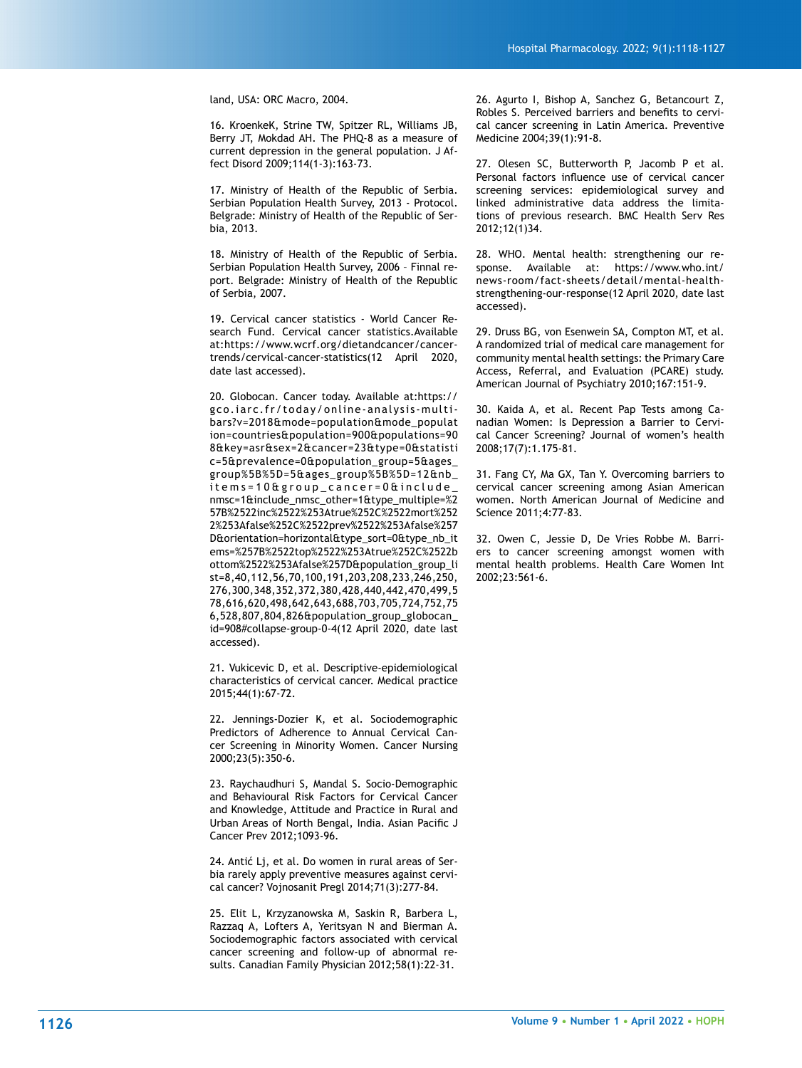land, USA: ORC Macro, 2004.

16. KroenkeK, Strine TW, Spitzer RL, Williams JB, Berry JT, Mokdad AH. The PHQ-8 as a measure of current depression in the general population. J Affect Disord 2009;114(1-3):163-73.

17. Ministry of Health of the Republic of Serbia. Serbian Population Health Survey, 2013 - Protocol. Belgrade: Ministry of Health of the Republic of Serbia, 2013.

18. Ministry of Health of the Republic of Serbia. Serbian Population Health Survey, 2006 – Finnal report. Belgrade: Ministry of Health of the Republic of Serbia, 2007.

19. Cervical cancer statistics - World Cancer Research Fund. Cervical cancer statistics.Available at:https://www.wcrf.org/dietandcancer/cancer-trends/cervical-cancer-statistics(12 April 2020, date last accessed).

20. Globocan. Cancer today. Available at:https://gco.iarc.fr/today/online-analysis-multi-bars?v=2018&mode=population&mode_population=countries&population=900&populations=908&key=asr&sex=2&cancer=23&type=0&statistic=5&prevalence=0&population_group=5&ages_group%5B%5D=5&ages_group%5B%5D=12&nb_items=10&group_cancer=0&include_nmsc=1&include_nmsc_other=1&type_multiple=%257B%2522inc%2522%253Atrue%252C%2522mort%2522%253Afalse%252C%2522prev%2522%253Afalse%257D&orientation=horizontal&type_sort=0&type_nb_items=%257B%2522top%2522%253Atrue%252C%2522bottom%2522%253Afalse%257D&population_group_list=8,40,112,56,70,100,191,203,208,233,246,250,276,300,348,352,372,380,428,440,442,470,499,578,616,620,498,642,643,688,703,705,724,752,756,528,807,804,826&population_group_globocan_id=908#collapse-group-0-4(12 April 2020, date last accessed).

21. Vukicevic D, et al. Descriptive-epidemiological characteristics of cervical cancer. Medical practice 2015;44(1):67-72.

22. Jennings-Dozier K, et al. Sociodemographic Predictors of Adherence to Annual Cervical Cancer Screening in Minority Women. Cancer Nursing 2000;23(5):350-6.

23. Raychaudhuri S, Mandal S. Socio-Demographic and Behavioural Risk Factors for Cervical Cancer and Knowledge, Attitude and Practice in Rural and Urban Areas of North Bengal, India. Asian Pacific J Cancer Prev 2012;1093-96.

24. Antić Lj, et al. Do women in rural areas of Serbia rarely apply preventive measures against cervical cancer? Vojnosanit Pregl 2014;71(3):277-84.

25. Elit L, Krzyzanowska M, Saskin R, Barbera L, Razzaq A, Lofters A, Yeritsyan N and Bierman A. Sociodemographic factors associated with cervical cancer screening and follow-up of abnormal results. Canadian Family Physician 2012;58(1):22-31.

26. Agurto I, Bishop A, Sanchez G, Betancourt Z, Robles S. Perceived barriers and benefits to cervical cancer screening in Latin America. Preventive Medicine 2004;39(1):91-8.

27. Olesen SC, Butterworth P, Jacomb P et al. Personal factors influence use of cervical cancer screening services: epidemiological survey and linked administrative data address the limitations of previous research. BMC Health Serv Res 2012;12(1)34.

28. WHO. Mental health: strengthening our response. Available at: https://www.who.int/news-room/fact-sheets/detail/mental-health-strengthening-our-response(12 April 2020, date last accessed).

29. Druss BG, von Esenwein SA, Compton MT, et al. A randomized trial of medical care management for community mental health settings: the Primary Care Access, Referral, and Evaluation (PCARE) study. American Journal of Psychiatry 2010;167:151-9.

30. Kaida A, et al. Recent Pap Tests among Canadian Women: Is Depression a Barrier to Cervical Cancer Screening? Journal of women's health 2008;17(7):1.175-81.

31. Fang CY, Ma GX, Tan Y. Overcoming barriers to cervical cancer screening among Asian American women. North American Journal of Medicine and Science 2011;4:77-83.

32. Owen C, Jessie D, De Vries Robbe M. Barriers to cancer screening amongst women with mental health problems. Health Care Women Int 2002;23:561-6.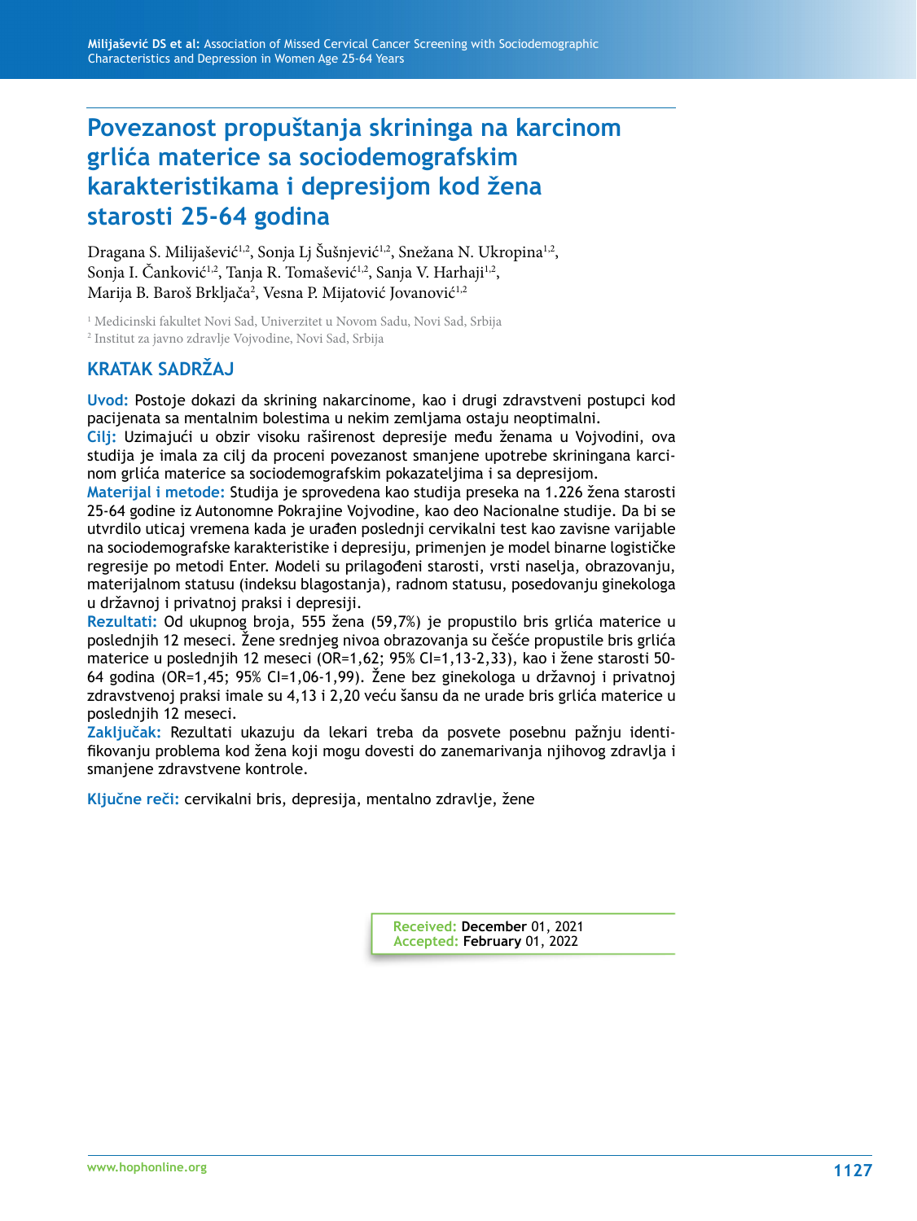# Povezanost propuštanja skrininga na karcinom grlića materice sa sociodemografskim karakteristikama i depresijom kod žena starosti 25-64 godina

Dragana S. Milijašević[1,2], Sonja Lj Šušnjević[1,2], Snežana N. Ukropina[1,2], Sonja I. Čanković[1,2], Tanja R. Tomašević[1,2], Sanja V. Harhaji[1,2], Marija B. Baroš Brkljača[2], Vesna P. Mijatović Jovanović[1,2]

[1] Medicinski fakultet Novi Sad, Univerzitet u Novom Sadu, Novi Sad, Srbija
[2] Institut za javno zdravlje Vojvodine, Novi Sad, Srbija

## KRATAK SADRŽAJ

**Uvod:** Postoje dokazi da skrining nakarcinome, kao i drugi zdravstveni postupci kod pacijenata sa mentalnim bolestima u nekim zemljama ostaju neoptimalni.

**Cilj:** Uzimajući u obzir visoku raširenost depresije među ženama u Vojvodini, ova studija je imala za cilj da proceni povezanost smanjene upotrebe skriningana karcinom grlića materice sa sociodemografskim pokazateljima i sa depresijom.

**Materijal i metode:** Studija je sprovedena kao studija preseka na 1.226 žena starosti 25-64 godine iz Autonomne Pokrajine Vojvodine, kao deo Nacionalne studije. Da bi se utvrdilo uticaj vremena kada je urađen poslednji cervikalni test kao zavisne varijable na sociodemografske karakteristike i depresiju, primenjen je model binarne logističke regresije po metodi Enter. Modeli su prilagođeni starosti, vrsti naselja, obrazovanju, materijalnom statusu (indeksu blagostanja), radnom statusu, posedovanju ginekologa u državnoj i privatnoj praksi i depresiji.

**Rezultati:** Od ukupnog broja, 555 žena (59,7%) je propustilo bris grlića materice u poslednjih 12 meseci. Žene srednjeg nivoa obrazovanja su češće propustile bris grlića materice u poslednjih 12 meseci (OR=1,62; 95% CI=1,13-2,33), kao i žene starosti 50-64 godina (OR=1,45; 95% CI=1,06-1,99). Žene bez ginekologa u državnoj i privatnoj zdravstvenoj praksi imale su 4,13 i 2,20 veću šansu da ne urade bris grlića materice u poslednjih 12 meseci.

**Zaključak:** Rezultati ukazuju da lekari treba da posvete posebnu pažnju identifikovanju problema kod žena koji mogu dovesti do zanemarivanja njihovog zdravlja i smanjene zdravstvene kontrole.

**Ključne reči:** cervikalni bris, depresija, mentalno zdravlje, žene

Received: December 01, 2021
Accepted: February 01, 2022